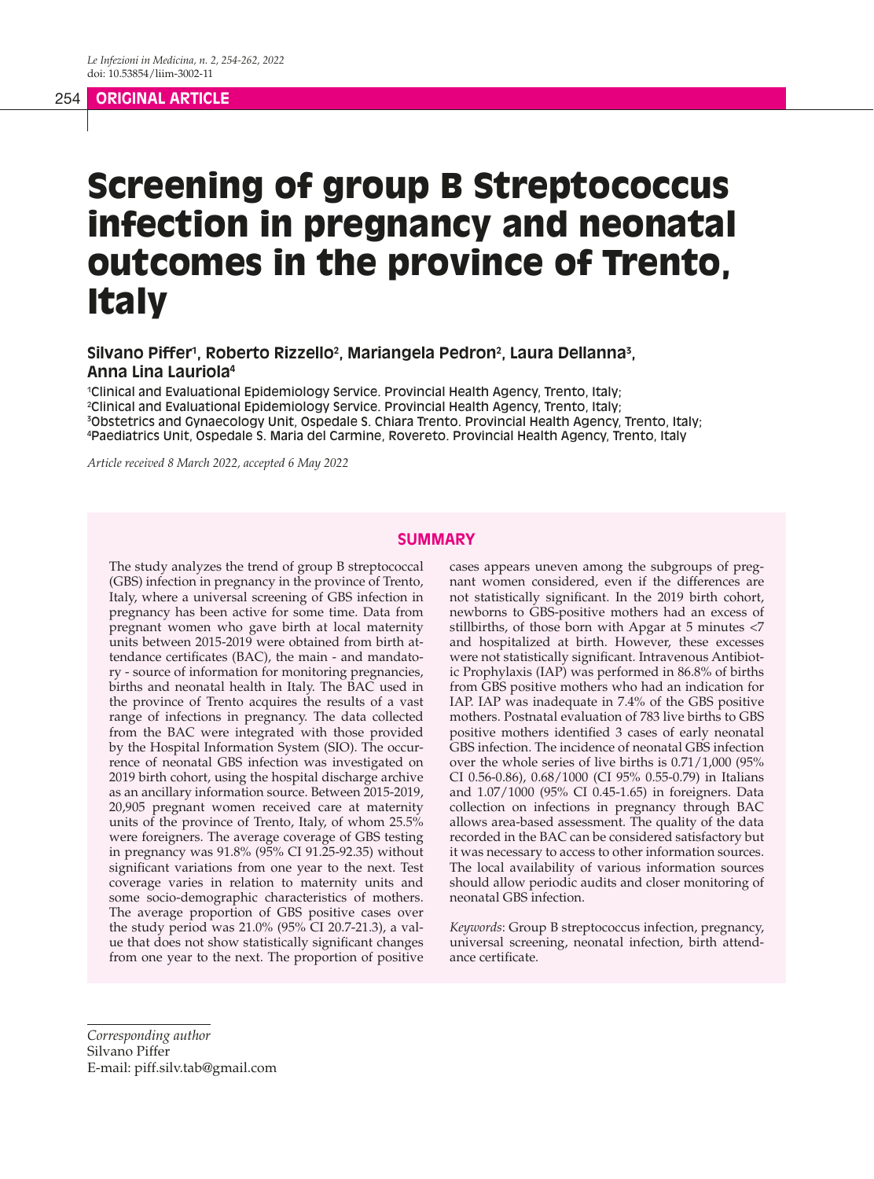ORIGINAL ARTICLE

# Screening of group B Streptococcus infection in pregnancy and neonatal outcomes in the province of Trento, Italy

**Silvano Piffer[1], Roberto Rizzello[2], Mariangela Pedron[2], Laura Dellanna[3], Anna Lina Lauriola[4]**

[1]Clinical and Evaluational Epidemiology Service. Provincial Health Agency, Trento, Italy;
[2]Clinical and Evaluational Epidemiology Service. Provincial Health Agency, Trento, Italy;
[3]Obstetrics and Gynaecology Unit, Ospedale S. Chiara Trento. Provincial Health Agency, Trento, Italy;
[4]Paediatrics Unit, Ospedale S. Maria del Carmine, Rovereto. Provincial Health Agency, Trento, Italy

*Article received 8 March 2022, accepted 6 May 2022*

## SUMMARY

The study analyzes the trend of group B streptococcal (GBS) infection in pregnancy in the province of Trento, Italy, where a universal screening of GBS infection in pregnancy has been active for some time. Data from pregnant women who gave birth at local maternity units between 2015-2019 were obtained from birth attendance certificates (BAC), the main - and mandatory - source of information for monitoring pregnancies, births and neonatal health in Italy. The BAC used in the province of Trento acquires the results of a vast range of infections in pregnancy. The data collected from the BAC were integrated with those provided by the Hospital Information System (SIO). The occurrence of neonatal GBS infection was investigated on 2019 birth cohort, using the hospital discharge archive as an ancillary information source. Between 2015-2019, 20,905 pregnant women received care at maternity units of the province of Trento, Italy, of whom 25.5% were foreigners. The average coverage of GBS testing in pregnancy was 91.8% (95% CI 91.25-92.35) without significant variations from one year to the next. Test coverage varies in relation to maternity units and some socio-demographic characteristics of mothers. The average proportion of GBS positive cases over the study period was 21.0% (95% CI 20.7-21.3), a value that does not show statistically significant changes from one year to the next. The proportion of positive cases appears uneven among the subgroups of pregnant women considered, even if the differences are not statistically significant. In the 2019 birth cohort, newborns to GBS-positive mothers had an excess of stillbirths, of those born with Apgar at 5 minutes <7 and hospitalized at birth. However, these excesses were not statistically significant. Intravenous Antibiotic Prophylaxis (IAP) was performed in 86.8% of births from GBS positive mothers who had an indication for IAP. IAP was inadequate in 7.4% of the GBS positive mothers. Postnatal evaluation of 783 live births to GBS positive mothers identified 3 cases of early neonatal GBS infection. The incidence of neonatal GBS infection over the whole series of live births is 0.71/1,000 (95% CI 0.56-0.86), 0.68/1000 (CI 95% 0.55-0.79) in Italians and 1.07/1000 (95% CI 0.45-1.65) in foreigners. Data collection on infections in pregnancy through BAC allows area-based assessment. The quality of the data recorded in the BAC can be considered satisfactory but it was necessary to access to other information sources. The local availability of various information sources should allow periodic audits and closer monitoring of neonatal GBS infection.

*Keywords*: Group B streptococcus infection, pregnancy, universal screening, neonatal infection, birth attendance certificate.

*Corresponding author*
Silvano Piffer
E-mail: piff.silv.tab@gmail.com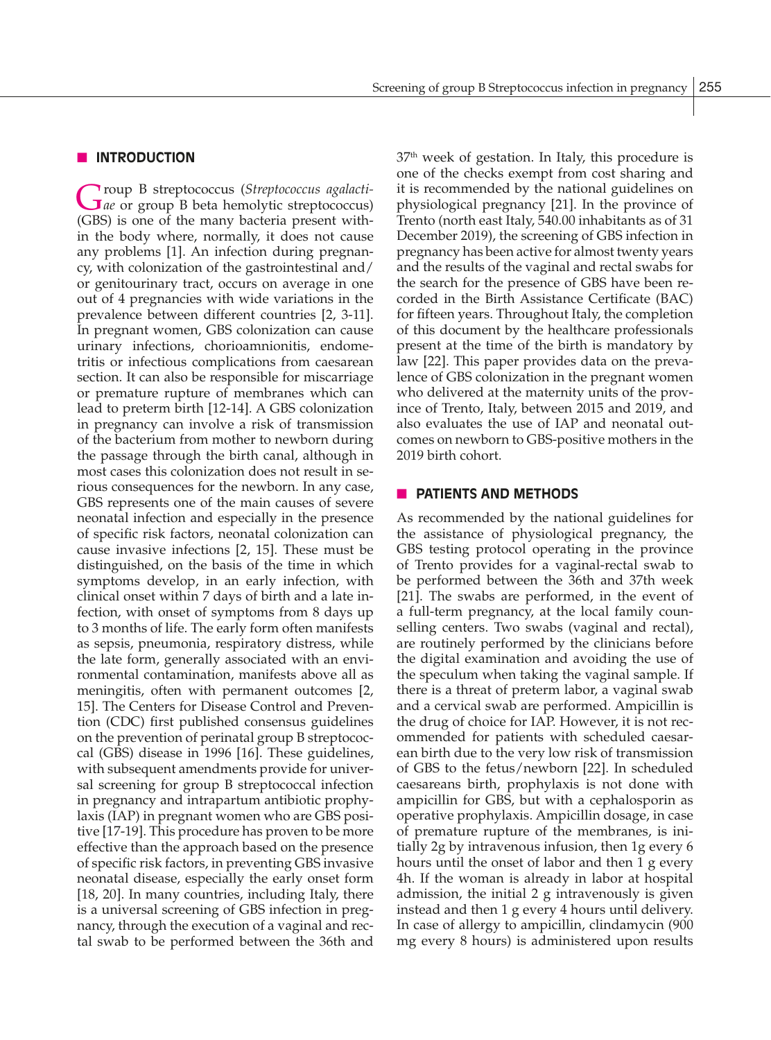## INTRODUCTION

Group B streptococcus (*Streptococcus agalactiae* or group B beta hemolytic streptococcus) (GBS) is one of the many bacteria present within the body where, normally, it does not cause any problems [1]. An infection during pregnancy, with colonization of the gastrointestinal and/or genitourinary tract, occurs on average in one out of 4 pregnancies with wide variations in the prevalence between different countries [2, 3-11]. In pregnant women, GBS colonization can cause urinary infections, chorioamnionitis, endometritis or infectious complications from caesarean section. It can also be responsible for miscarriage or premature rupture of membranes which can lead to preterm birth [12-14]. A GBS colonization in pregnancy can involve a risk of transmission of the bacterium from mother to newborn during the passage through the birth canal, although in most cases this colonization does not result in serious consequences for the newborn. In any case, GBS represents one of the main causes of severe neonatal infection and especially in the presence of specific risk factors, neonatal colonization can cause invasive infections [2, 15]. These must be distinguished, on the basis of the time in which symptoms develop, in an early infection, with clinical onset within 7 days of birth and a late infection, with onset of symptoms from 8 days up to 3 months of life. The early form often manifests as sepsis, pneumonia, respiratory distress, while the late form, generally associated with an environmental contamination, manifests above all as meningitis, often with permanent outcomes [2, 15]. The Centers for Disease Control and Prevention (CDC) first published consensus guidelines on the prevention of perinatal group B streptococcal (GBS) disease in 1996 [16]. These guidelines, with subsequent amendments provide for universal screening for group B streptococcal infection in pregnancy and intrapartum antibiotic prophylaxis (IAP) in pregnant women who are GBS positive [17-19]. This procedure has proven to be more effective than the approach based on the presence of specific risk factors, in preventing GBS invasive neonatal disease, especially the early onset form [18, 20]. In many countries, including Italy, there is a universal screening of GBS infection in pregnancy, through the execution of a vaginal and rectal swab to be performed between the 36th and 37th week of gestation. In Italy, this procedure is one of the checks exempt from cost sharing and it is recommended by the national guidelines on physiological pregnancy [21]. In the province of Trento (north east Italy, 540.00 inhabitants as of 31 December 2019), the screening of GBS infection in pregnancy has been active for almost twenty years and the results of the vaginal and rectal swabs for the search for the presence of GBS have been recorded in the Birth Assistance Certificate (BAC) for fifteen years. Throughout Italy, the completion of this document by the healthcare professionals present at the time of the birth is mandatory by law [22]. This paper provides data on the prevalence of GBS colonization in the pregnant women who delivered at the maternity units of the province of Trento, Italy, between 2015 and 2019, and also evaluates the use of IAP and neonatal outcomes on newborn to GBS-positive mothers in the 2019 birth cohort.

## PATIENTS AND METHODS

As recommended by the national guidelines for the assistance of physiological pregnancy, the GBS testing protocol operating in the province of Trento provides for a vaginal-rectal swab to be performed between the 36th and 37th week [21]. The swabs are performed, in the event of a full-term pregnancy, at the local family counselling centers. Two swabs (vaginal and rectal), are routinely performed by the clinicians before the digital examination and avoiding the use of the speculum when taking the vaginal sample. If there is a threat of preterm labor, a vaginal swab and a cervical swab are performed. Ampicillin is the drug of choice for IAP. However, it is not recommended for patients with scheduled caesarean birth due to the very low risk of transmission of GBS to the fetus/newborn [22]. In scheduled caesareans birth, prophylaxis is not done with ampicillin for GBS, but with a cephalosporin as operative prophylaxis. Ampicillin dosage, in case of premature rupture of the membranes, is initially 2g by intravenous infusion, then 1g every 6 hours until the onset of labor and then 1 g every 4h. If the woman is already in labor at hospital admission, the initial 2 g intravenously is given instead and then 1 g every 4 hours until delivery. In case of allergy to ampicillin, clindamycin (900 mg every 8 hours) is administered upon results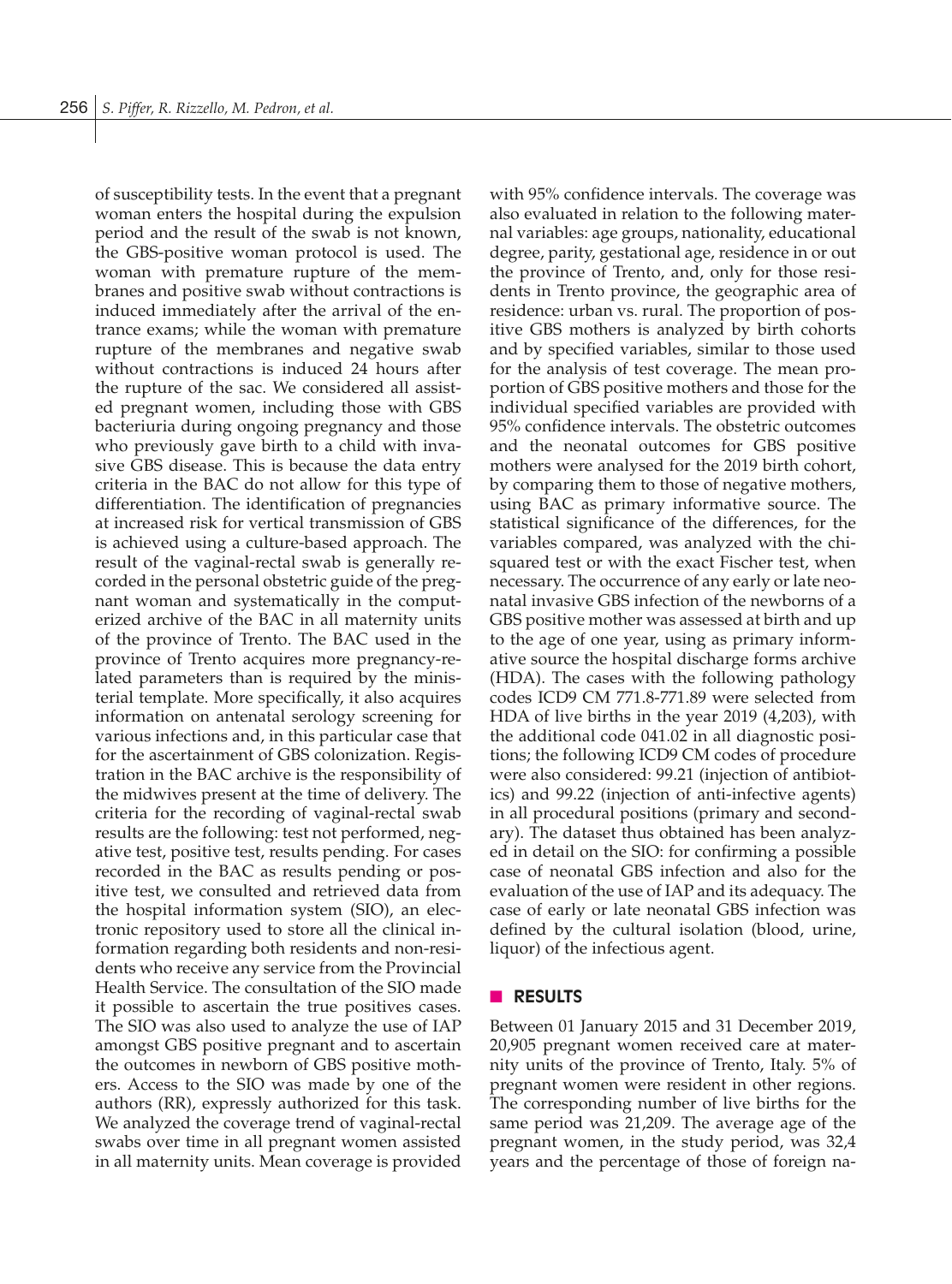of susceptibility tests. In the event that a pregnant woman enters the hospital during the expulsion period and the result of the swab is not known, the GBS-positive woman protocol is used. The woman with premature rupture of the membranes and positive swab without contractions is induced immediately after the arrival of the entrance exams; while the woman with premature rupture of the membranes and negative swab without contractions is induced 24 hours after the rupture of the sac. We considered all assisted pregnant women, including those with GBS bacteriuria during ongoing pregnancy and those who previously gave birth to a child with invasive GBS disease. This is because the data entry criteria in the BAC do not allow for this type of differentiation. The identification of pregnancies at increased risk for vertical transmission of GBS is achieved using a culture-based approach. The result of the vaginal-rectal swab is generally recorded in the personal obstetric guide of the pregnant woman and systematically in the computerized archive of the BAC in all maternity units of the province of Trento. The BAC used in the province of Trento acquires more pregnancy-related parameters than is required by the ministerial template. More specifically, it also acquires information on antenatal serology screening for various infections and, in this particular case that for the ascertainment of GBS colonization. Registration in the BAC archive is the responsibility of the midwives present at the time of delivery. The criteria for the recording of vaginal-rectal swab results are the following: test not performed, negative test, positive test, results pending. For cases recorded in the BAC as results pending or positive test, we consulted and retrieved data from the hospital information system (SIO), an electronic repository used to store all the clinical information regarding both residents and non-residents who receive any service from the Provincial Health Service. The consultation of the SIO made it possible to ascertain the true positives cases. The SIO was also used to analyze the use of IAP amongst GBS positive pregnant and to ascertain the outcomes in newborn of GBS positive mothers. Access to the SIO was made by one of the authors (RR), expressly authorized for this task. We analyzed the coverage trend of vaginal-rectal swabs over time in all pregnant women assisted in all maternity units. Mean coverage is provided with 95% confidence intervals. The coverage was also evaluated in relation to the following maternal variables: age groups, nationality, educational degree, parity, gestational age, residence in or out the province of Trento, and, only for those residents in Trento province, the geographic area of residence: urban vs. rural. The proportion of positive GBS mothers is analyzed by birth cohorts and by specified variables, similar to those used for the analysis of test coverage. The mean proportion of GBS positive mothers and those for the individual specified variables are provided with 95% confidence intervals. The obstetric outcomes and the neonatal outcomes for GBS positive mothers were analysed for the 2019 birth cohort, by comparing them to those of negative mothers, using BAC as primary informative source. The statistical significance of the differences, for the variables compared, was analyzed with the chi-squared test or with the exact Fischer test, when necessary. The occurrence of any early or late neonatal invasive GBS infection of the newborns of a GBS positive mother was assessed at birth and up to the age of one year, using as primary informative source the hospital discharge forms archive (HDA). The cases with the following pathology codes ICD9 CM 771.8-771.89 were selected from HDA of live births in the year 2019 (4,203), with the additional code 041.02 in all diagnostic positions; the following ICD9 CM codes of procedure were also considered: 99.21 (injection of antibiotics) and 99.22 (injection of anti-infective agents) in all procedural positions (primary and secondary). The dataset thus obtained has been analyzed in detail on the SIO: for confirming a possible case of neonatal GBS infection and also for the evaluation of the use of IAP and its adequacy. The case of early or late neonatal GBS infection was defined by the cultural isolation (blood, urine, liquor) of the infectious agent.

## RESULTS

Between 01 January 2015 and 31 December 2019, 20,905 pregnant women received care at maternity units of the province of Trento, Italy. 5% of pregnant women were resident in other regions. The corresponding number of live births for the same period was 21,209. The average age of the pregnant women, in the study period, was 32,4 years and the percentage of those of foreign na-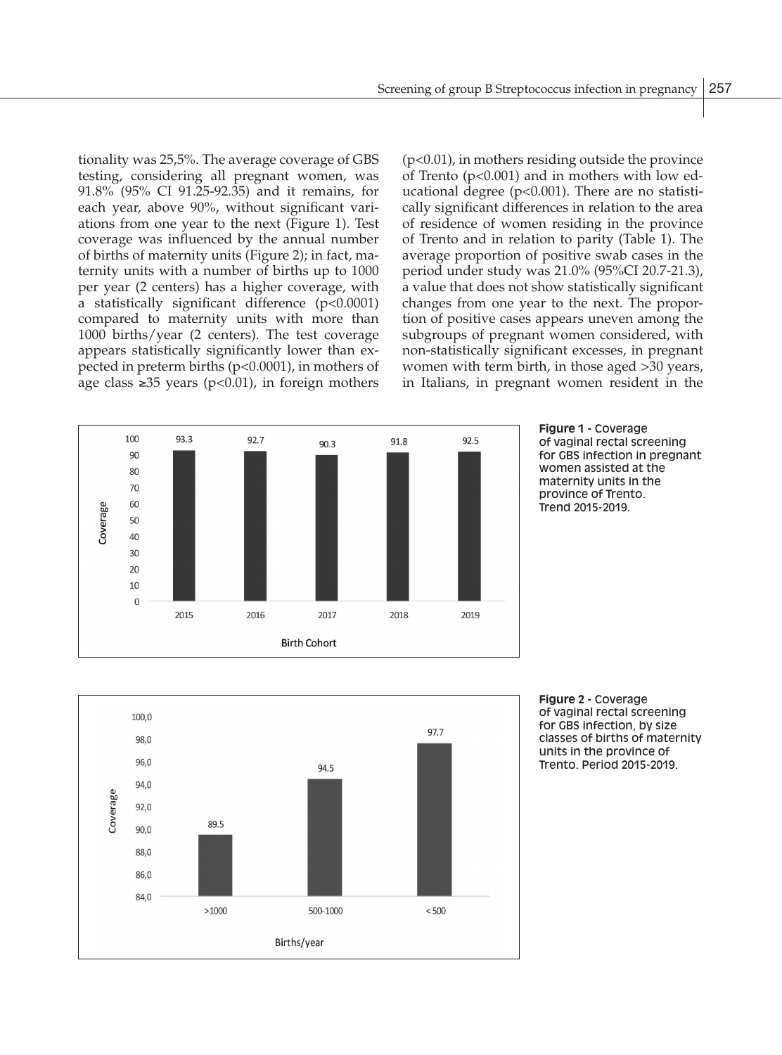tionality was 25,5%. The average coverage of GBS testing, considering all pregnant women, was 91.8% (95% CI 91.25-92.35) and it remains, for each year, above 90%, without significant variations from one year to the next (Figure 1). Test coverage was influenced by the annual number of births of maternity units (Figure 2); in fact, maternity units with a number of births up to 1000 per year (2 centers) has a higher coverage, with a statistically significant difference ($p<0.0001$) compared to maternity units with more than 1000 births/year (2 centers). The test coverage appears statistically significantly lower than expected in preterm births ($p<0.0001$), in mothers of age class ≥35 years ($p<0.01$), in foreign mothers ($p<0.01$), in mothers residing outside the province of Trento ($p<0.001$) and in mothers with low educational degree ($p<0.001$). There are no statistically significant differences in relation to the area of residence of women residing in the province of Trento and in relation to parity (Table 1). The average proportion of positive swab cases in the period under study was 21.0% (95%CI 20.7-21.3), a value that does not show statistically significant changes from one year to the next. The proportion of positive cases appears uneven among the subgroups of pregnant women considered, with non-statistically significant excesses, in pregnant women with term birth, in those aged >30 years, in Italians, in pregnant women resident in the

**Figure 1 -** Coverage of vaginal rectal screening for GBS infection in pregnant women assisted at the maternity units in the province of Trento. Trend 2015-2019.

**Figure 2 -** Coverage of vaginal rectal screening for GBS infection, by size classes of births of maternity units in the province of Trento. Period 2015-2019.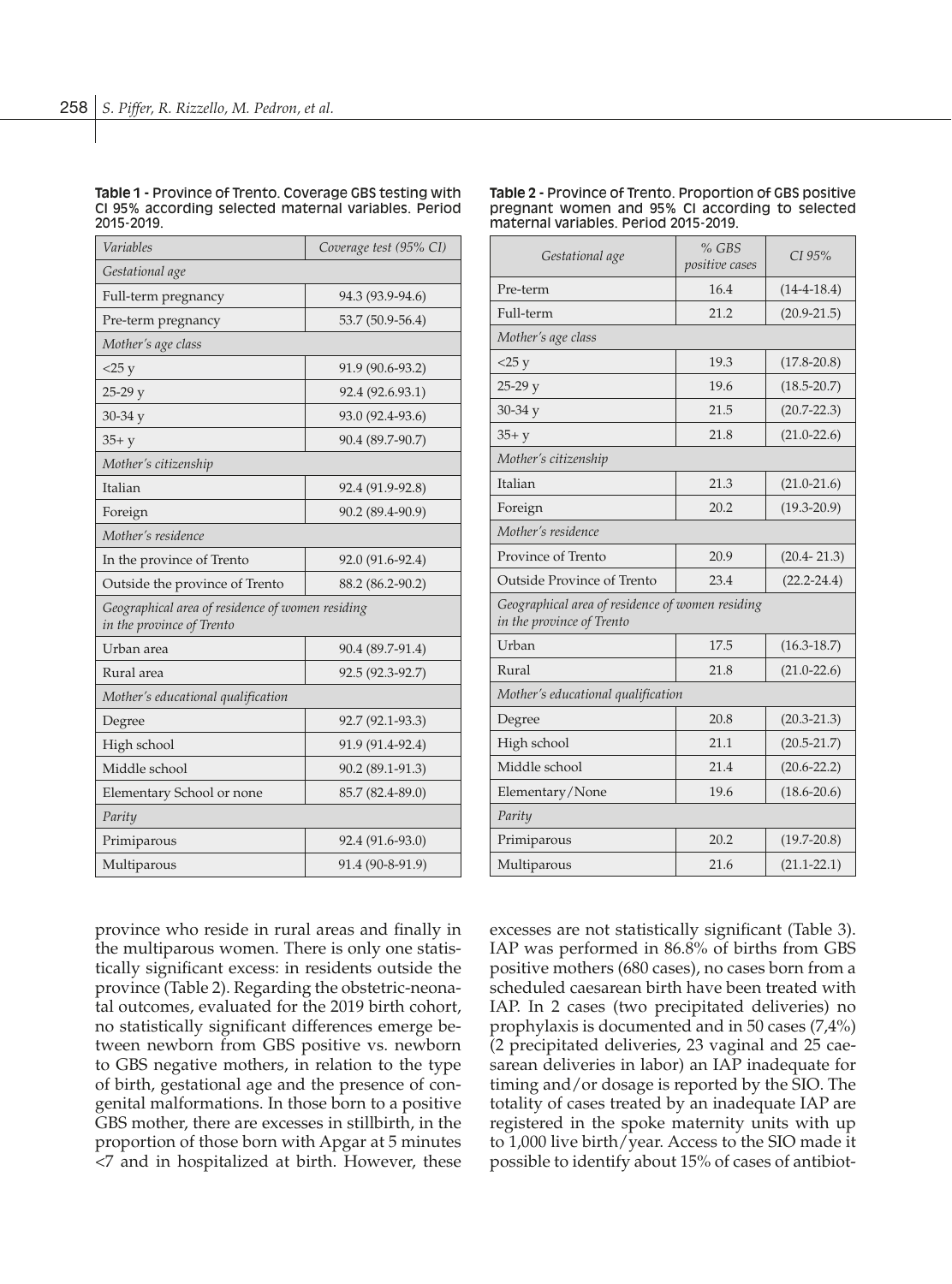**Table 1 -** Province of Trento. Coverage GBS testing with CI 95% according selected maternal variables. Period 2015-2019.

| *Variables* | *Coverage test (95% CI)* |
|---|---|
| *Gestational age* | |
| Full-term pregnancy | 94.3 (93.9-94.6) |
| Pre-term pregnancy | 53.7 (50.9-56.4) |
| *Mother's age class* | |
| <25 y | 91.9 (90.6-93.2) |
| 25-29 y | 92.4 (92.6.93.1) |
| 30-34 y | 93.0 (92.4-93.6) |
| 35+ y | 90.4 (89.7-90.7) |
| *Mother's citizenship* | |
| Italian | 92.4 (91.9-92.8) |
| Foreign | 90.2 (89.4-90.9) |
| *Mother's residence* | |
| In the province of Trento | 92.0 (91.6-92.4) |
| Outside the province of Trento | 88.2 (86.2-90.2) |
| *Geographical area of residence of women residing in the province of Trento* | |
| Urban area | 90.4 (89.7-91.4) |
| Rural area | 92.5 (92.3-92.7) |
| *Mother's educational qualification* | |
| Degree | 92.7 (92.1-93.3) |
| High school | 91.9 (91.4-92.4) |
| Middle school | 90.2 (89.1-91.3) |
| Elementary School or none | 85.7 (82.4-89.0) |
| *Parity* | |
| Primiparous | 92.4 (91.6-93.0) |
| Multiparous | 91.4 (90-8-91.9) |

**Table 2 -** Province of Trento. Proportion of GBS positive pregnant women and 95% CI according to selected maternal variables. Period 2015-2019.

| *Gestational age* | *% GBS positive cases* | *CI 95%* |
|---|---|---|
| Pre-term | 16.4 | (14-4-18.4) |
| Full-term | 21.2 | (20.9-21.5) |
| *Mother's age class* | | |
| <25 y | 19.3 | (17.8-20.8) |
| 25-29 y | 19.6 | (18.5-20.7) |
| 30-34 y | 21.5 | (20.7-22.3) |
| 35+ y | 21.8 | (21.0-22.6) |
| *Mother's citizenship* | | |
| Italian | 21.3 | (21.0-21.6) |
| Foreign | 20.2 | (19.3-20.9) |
| *Mother's residence* | | |
| Province of Trento | 20.9 | (20.4- 21.3) |
| Outside Province of Trento | 23.4 | (22.2-24.4) |
| *Geographical area of residence of women residing in the province of Trento* | | |
| Urban | 17.5 | (16.3-18.7) |
| Rural | 21.8 | (21.0-22.6) |
| *Mother's educational qualification* | | |
| Degree | 20.8 | (20.3-21.3) |
| High school | 21.1 | (20.5-21.7) |
| Middle school | 21.4 | (20.6-22.2) |
| Elementary/None | 19.6 | (18.6-20.6) |
| *Parity* | | |
| Primiparous | 20.2 | (19.7-20.8) |
| Multiparous | 21.6 | (21.1-22.1) |

province who reside in rural areas and finally in the multiparous women. There is only one statistically significant excess: in residents outside the province (Table 2). Regarding the obstetric-neonatal outcomes, evaluated for the 2019 birth cohort, no statistically significant differences emerge between newborn from GBS positive vs. newborn to GBS negative mothers, in relation to the type of birth, gestational age and the presence of congenital malformations. In those born to a positive GBS mother, there are excesses in stillbirth, in the proportion of those born with Apgar at 5 minutes <7 and in hospitalized at birth. However, these excesses are not statistically significant (Table 3). IAP was performed in 86.8% of births from GBS positive mothers (680 cases), no cases born from a scheduled caesarean birth have been treated with IAP. In 2 cases (two precipitated deliveries) no prophylaxis is documented and in 50 cases (7,4%) (2 precipitated deliveries, 23 vaginal and 25 caesarean deliveries in labor) an IAP inadequate for timing and/or dosage is reported by the SIO. The totality of cases treated by an inadequate IAP are registered in the spoke maternity units with up to 1,000 live birth/year. Access to the SIO made it possible to identify about 15% of cases of antibiot-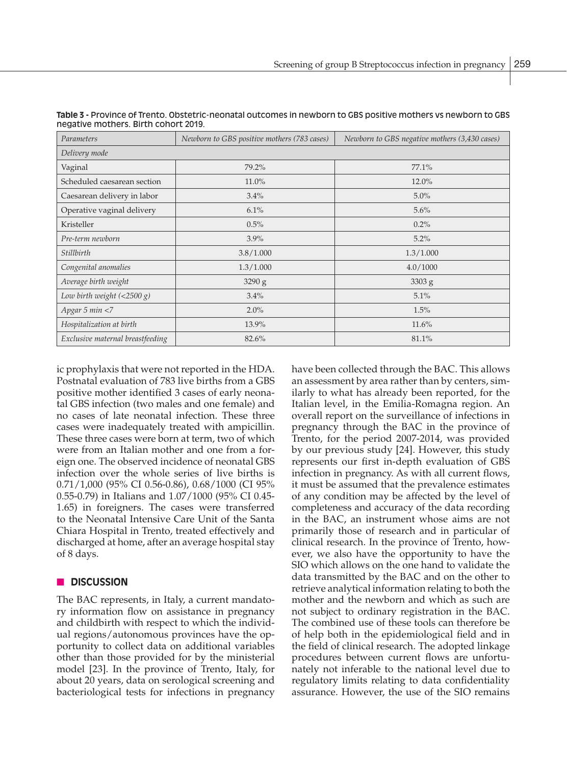**Table 3 -** Province of Trento. Obstetric-neonatal outcomes in newborn to GBS positive mothers vs newborn to GBS negative mothers. Birth cohort 2019.

| *Parameters* | *Newborn to GBS positive mothers (783 cases)* | *Newborn to GBS negative mothers (3,430 cases)* |
|---|---|---|
| *Delivery mode* | | |
| Vaginal | 79.2% | 77.1% |
| Scheduled caesarean section | 11.0% | 12.0% |
| Caesarean delivery in labor | 3.4% | 5.0% |
| Operative vaginal delivery | 6.1% | 5.6% |
| Kristeller | 0.5% | 0.2% |
| *Pre-term newborn* | 3.9% | 5.2% |
| *Stillbirth* | 3.8/1.000 | 1.3/1.000 |
| *Congenital anomalies* | 1.3/1.000 | 4.0/1000 |
| *Average birth weight* | 3290 g | 3303 g |
| *Low birth weight (<2500 g)* | 3.4% | 5.1% |
| *Apgar 5 min <7* | 2.0% | 1.5% |
| *Hospitalization at birth* | 13.9% | 11.6% |
| *Exclusive maternal breastfeeding* | 82.6% | 81.1% |

ic prophylaxis that were not reported in the HDA. Postnatal evaluation of 783 live births from a GBS positive mother identified 3 cases of early neonatal GBS infection (two males and one female) and no cases of late neonatal infection. These three cases were inadequately treated with ampicillin. These three cases were born at term, two of which were from an Italian mother and one from a foreign one. The observed incidence of neonatal GBS infection over the whole series of live births is 0.71/1,000 (95% CI 0.56-0.86), 0.68/1000 (CI 95% 0.55-0.79) in Italians and 1.07/1000 (95% CI 0.45-1.65) in foreigners. The cases were transferred to the Neonatal Intensive Care Unit of the Santa Chiara Hospital in Trento, treated effectively and discharged at home, after an average hospital stay of 8 days.

## DISCUSSION

The BAC represents, in Italy, a current mandatory information flow on assistance in pregnancy and childbirth with respect to which the individual regions/autonomous provinces have the opportunity to collect data on additional variables other than those provided for by the ministerial model [23]. In the province of Trento, Italy, for about 20 years, data on serological screening and bacteriological tests for infections in pregnancy have been collected through the BAC. This allows an assessment by area rather than by centers, similarly to what has already been reported, for the Italian level, in the Emilia-Romagna region. An overall report on the surveillance of infections in pregnancy through the BAC in the province of Trento, for the period 2007-2014, was provided by our previous study [24]. However, this study represents our first in-depth evaluation of GBS infection in pregnancy. As with all current flows, it must be assumed that the prevalence estimates of any condition may be affected by the level of completeness and accuracy of the data recording in the BAC, an instrument whose aims are not primarily those of research and in particular of clinical research. In the province of Trento, however, we also have the opportunity to have the SIO which allows on the one hand to validate the data transmitted by the BAC and on the other to retrieve analytical information relating to both the mother and the newborn and which as such are not subject to ordinary registration in the BAC. The combined use of these tools can therefore be of help both in the epidemiological field and in the field of clinical research. The adopted linkage procedures between current flows are unfortunately not inferable to the national level due to regulatory limits relating to data confidentiality assurance. However, the use of the SIO remains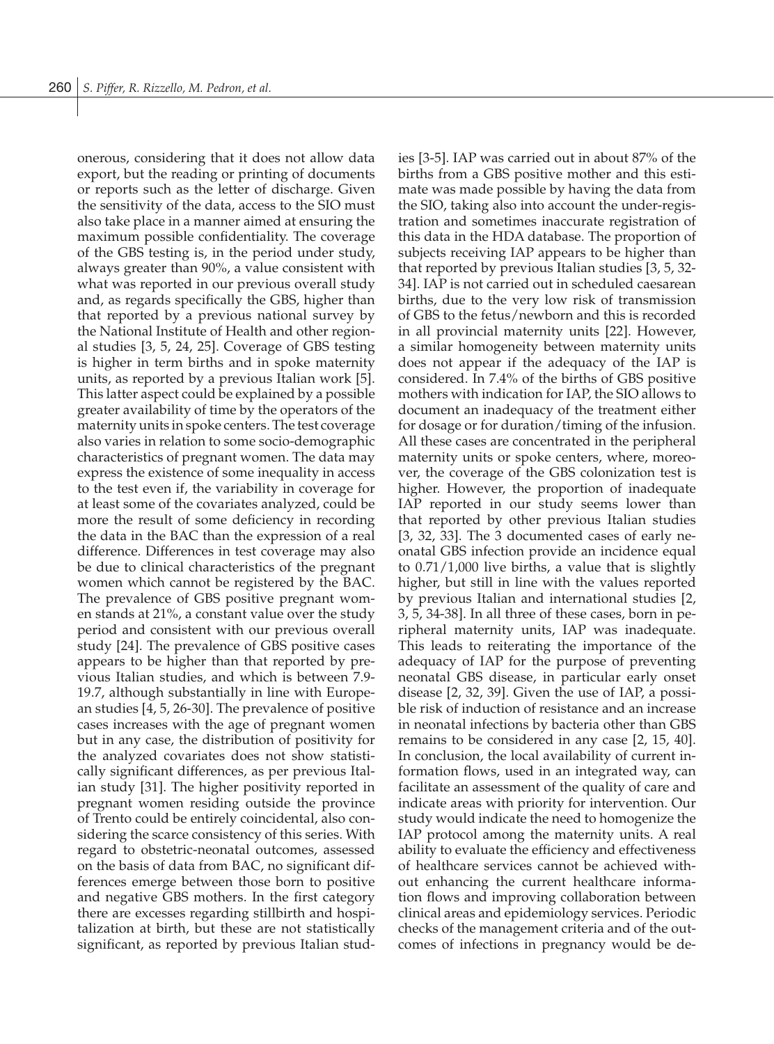onerous, considering that it does not allow data export, but the reading or printing of documents or reports such as the letter of discharge. Given the sensitivity of the data, access to the SIO must also take place in a manner aimed at ensuring the maximum possible confidentiality. The coverage of the GBS testing is, in the period under study, always greater than 90%, a value consistent with what was reported in our previous overall study and, as regards specifically the GBS, higher than that reported by a previous national survey by the National Institute of Health and other regional studies [3, 5, 24, 25]. Coverage of GBS testing is higher in term births and in spoke maternity units, as reported by a previous Italian work [5]. This latter aspect could be explained by a possible greater availability of time by the operators of the maternity units in spoke centers. The test coverage also varies in relation to some socio-demographic characteristics of pregnant women. The data may express the existence of some inequality in access to the test even if, the variability in coverage for at least some of the covariates analyzed, could be more the result of some deficiency in recording the data in the BAC than the expression of a real difference. Differences in test coverage may also be due to clinical characteristics of the pregnant women which cannot be registered by the BAC. The prevalence of GBS positive pregnant women stands at 21%, a constant value over the study period and consistent with our previous overall study [24]. The prevalence of GBS positive cases appears to be higher than that reported by previous Italian studies, and which is between 7.9-19.7, although substantially in line with European studies [4, 5, 26-30]. The prevalence of positive cases increases with the age of pregnant women but in any case, the distribution of positivity for the analyzed covariates does not show statistically significant differences, as per previous Italian study [31]. The higher positivity reported in pregnant women residing outside the province of Trento could be entirely coincidental, also considering the scarce consistency of this series. With regard to obstetric-neonatal outcomes, assessed on the basis of data from BAC, no significant differences emerge between those born to positive and negative GBS mothers. In the first category there are excesses regarding stillbirth and hospitalization at birth, but these are not statistically significant, as reported by previous Italian studies [3-5]. IAP was carried out in about 87% of the births from a GBS positive mother and this estimate was made possible by having the data from the SIO, taking also into account the under-registration and sometimes inaccurate registration of this data in the HDA database. The proportion of subjects receiving IAP appears to be higher than that reported by previous Italian studies [3, 5, 32-34]. IAP is not carried out in scheduled caesarean births, due to the very low risk of transmission of GBS to the fetus/newborn and this is recorded in all provincial maternity units [22]. However, a similar homogeneity between maternity units does not appear if the adequacy of the IAP is considered. In 7.4% of the births of GBS positive mothers with indication for IAP, the SIO allows to document an inadequacy of the treatment either for dosage or for duration/timing of the infusion. All these cases are concentrated in the peripheral maternity units or spoke centers, where, moreover, the coverage of the GBS colonization test is higher. However, the proportion of inadequate IAP reported in our study seems lower than that reported by other previous Italian studies [3, 32, 33]. The 3 documented cases of early neonatal GBS infection provide an incidence equal to 0.71/1,000 live births, a value that is slightly higher, but still in line with the values reported by previous Italian and international studies [2, 3, 5, 34-38]. In all three of these cases, born in peripheral maternity units, IAP was inadequate. This leads to reiterating the importance of the adequacy of IAP for the purpose of preventing neonatal GBS disease, in particular early onset disease [2, 32, 39]. Given the use of IAP, a possible risk of induction of resistance and an increase in neonatal infections by bacteria other than GBS remains to be considered in any case [2, 15, 40]. In conclusion, the local availability of current information flows, used in an integrated way, can facilitate an assessment of the quality of care and indicate areas with priority for intervention. Our study would indicate the need to homogenize the IAP protocol among the maternity units. A real ability to evaluate the efficiency and effectiveness of healthcare services cannot be achieved without enhancing the current healthcare information flows and improving collaboration between clinical areas and epidemiology services. Periodic checks of the management criteria and of the outcomes of infections in pregnancy would be de-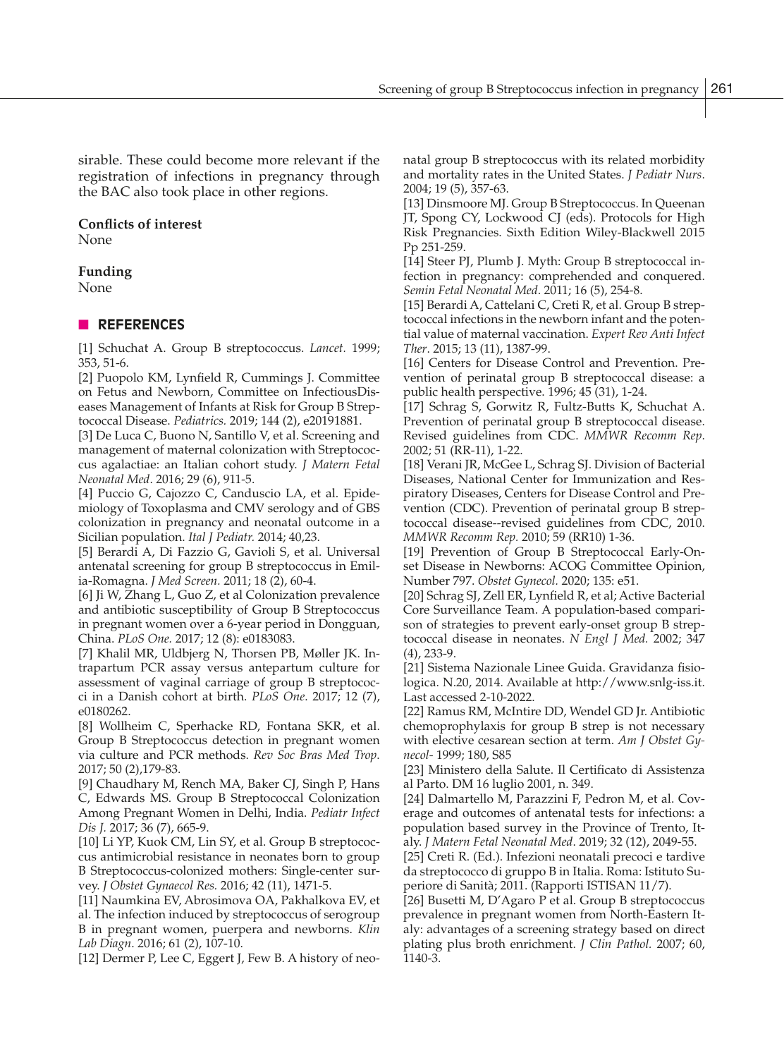sirable. These could become more relevant if the registration of infections in pregnancy through the BAC also took place in other regions.

**Conflicts of interest**
None

**Funding**
None

## REFERENCES

[1] Schuchat A. Group B streptococcus. *Lancet*. 1999; 353, 51-6.

[2] Puopolo KM, Lynfield R, Cummings J. Committee on Fetus and Newborn, Committee on InfectiousDiseases Management of Infants at Risk for Group B Streptococcal Disease. *Pediatrics*. 2019; 144 (2), e20191881.

[3] De Luca C, Buono N, Santillo V, et al. Screening and management of maternal colonization with Streptococcus agalactiae: an Italian cohort study. *J Matern Fetal Neonatal Med*. 2016; 29 (6), 911-5.

[4] Puccio G, Cajozzo C, Canduscio LA, et al. Epidemiology of Toxoplasma and CMV serology and of GBS colonization in pregnancy and neonatal outcome in a Sicilian population. *Ital J Pediatr*. 2014; 40,23.

[5] Berardi A, Di Fazzio G, Gavioli S, et al. Universal antenatal screening for group B streptococcus in Emilia-Romagna. *J Med Screen*. 2011; 18 (2), 60-4.

[6] Ji W, Zhang L, Guo Z, et al Colonization prevalence and antibiotic susceptibility of Group B Streptococcus in pregnant women over a 6-year period in Dongguan, China. *PLoS One*. 2017; 12 (8): e0183083.

[7] Khalil MR, Uldbjerg N, Thorsen PB, Møller JK. Intrapartum PCR assay versus antepartum culture for assessment of vaginal carriage of group B streptococci in a Danish cohort at birth. *PLoS One*. 2017; 12 (7), e0180262.

[8] Wollheim C, Sperhacke RD, Fontana SKR, et al. Group B Streptococcus detection in pregnant women via culture and PCR methods. *Rev Soc Bras Med Trop*. 2017; 50 (2),179-83.

[9] Chaudhary M, Rench MA, Baker CJ, Singh P, Hans C, Edwards MS. Group B Streptococcal Colonization Among Pregnant Women in Delhi, India. *Pediatr Infect Dis J*. 2017; 36 (7), 665-9.

[10] Li YP, Kuok CM, Lin SY, et al. Group B streptococcus antimicrobial resistance in neonates born to group B Streptococcus-colonized mothers: Single-center survey. *J Obstet Gynaecol Res*. 2016; 42 (11), 1471-5.

[11] Naumkina EV, Abrosimova OA, Pakhalkova EV, et al. The infection induced by streptococcus of serogroup B in pregnant women, puerpera and newborns. *Klin Lab Diagn*. 2016; 61 (2), 107-10.

[12] Dermer P, Lee C, Eggert J, Few B. A history of neonatal group B streptococcus with its related morbidity and mortality rates in the United States. *J Pediatr Nurs*. 2004; 19 (5), 357-63.

[13] Dinsmoore MJ. Group B Streptococcus. In Queenan JT, Spong CY, Lockwood CJ (eds). Protocols for High Risk Pregnancies. Sixth Edition Wiley-Blackwell 2015 Pp 251-259.

[14] Steer PJ, Plumb J. Myth: Group B streptococcal infection in pregnancy: comprehended and conquered. *Semin Fetal Neonatal Med*. 2011; 16 (5), 254-8.

[15] Berardi A, Cattelani C, Creti R, et al. Group B streptococcal infections in the newborn infant and the potential value of maternal vaccination. *Expert Rev Anti Infect Ther*. 2015; 13 (11), 1387-99.

[16] Centers for Disease Control and Prevention. Prevention of perinatal group B streptococcal disease: a public health perspective. 1996; 45 (31), 1-24.

[17] Schrag S, Gorwitz R, Fultz-Butts K, Schuchat A. Prevention of perinatal group B streptococcal disease. Revised guidelines from CDC. *MMWR Recomm Rep*. 2002; 51 (RR-11), 1-22.

[18] Verani JR, McGee L, Schrag SJ. Division of Bacterial Diseases, National Center for Immunization and Respiratory Diseases, Centers for Disease Control and Prevention (CDC). Prevention of perinatal group B streptococcal disease--revised guidelines from CDC, 2010. *MMWR Recomm Rep*. 2010; 59 (RR10) 1-36.

[19] Prevention of Group B Streptococcal Early-Onset Disease in Newborns: ACOG Committee Opinion, Number 797. *Obstet Gynecol*. 2020; 135: e51.

[20] Schrag SJ, Zell ER, Lynfield R, et al; Active Bacterial Core Surveillance Team. A population-based comparison of strategies to prevent early-onset group B streptococcal disease in neonates. *N Engl J Med*. 2002; 347 (4), 233-9.

[21] Sistema Nazionale Linee Guida. Gravidanza fisiologica. N.20, 2014. Available at http://www.snlg-iss.it. Last accessed 2-10-2022.

[22] Ramus RM, McIntire DD, Wendel GD Jr. Antibiotic chemoprophylaxis for group B strep is not necessary with elective cesarean section at term. *Am J Obstet Gynecol*- 1999; 180, S85

[23] Ministero della Salute. Il Certificato di Assistenza al Parto. DM 16 luglio 2001, n. 349.

[24] Dalmartello M, Parazzini F, Pedron M, et al. Coverage and outcomes of antenatal tests for infections: a population based survey in the Province of Trento, Italy. *J Matern Fetal Neonatal Med*. 2019; 32 (12), 2049-55.

[25] Creti R. (Ed.). Infezioni neonatali precoci e tardive da streptococco di gruppo B in Italia. Roma: Istituto Superiore di Sanità; 2011. (Rapporti ISTISAN 11/7).

[26] Busetti M, D'Agaro P et al. Group B streptococcus prevalence in pregnant women from North-Eastern Italy: advantages of a screening strategy based on direct plating plus broth enrichment. *J Clin Pathol*. 2007; 60, 1140-3.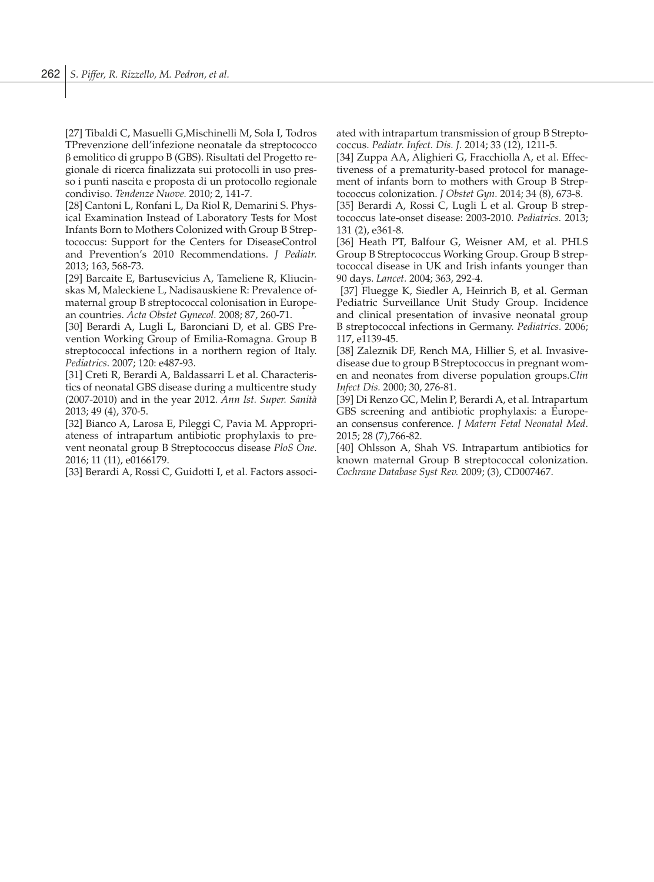[27] Tibaldi C, Masuelli G,Mischinelli M, Sola I, Todros TPrevenzione dell'infezione neonatale da streptococco β emolitico di gruppo B (GBS). Risultati del Progetto regionale di ricerca finalizzata sui protocolli in uso presso i punti nascita e proposta di un protocollo regionale condiviso. *Tendenze Nuove.* 2010; 2, 141-7.

[28] Cantoni L, Ronfani L, Da Riol R, Demarini S. Physical Examination Instead of Laboratory Tests for Most Infants Born to Mothers Colonized with Group B Streptococcus: Support for the Centers for DiseaseControl and Prevention's 2010 Recommendations. *J Pediatr.* 2013; 163, 568-73.

[29] Barcaite E, Bartusevicius A, Tameliene R, Kliucinskas M, Maleckiene L, Nadisauskiene R: Prevalence ofmaternal group B streptococcal colonisation in European countries. *Acta Obstet Gynecol.* 2008; 87, 260-71.

[30] Berardi A, Lugli L, Baronciani D, et al. GBS Prevention Working Group of Emilia-Romagna. Group B streptococcal infections in a northern region of Italy. *Pediatrics*. 2007; 120: e487-93.

[31] Creti R, Berardi A, Baldassarri L et al. Characteristics of neonatal GBS disease during a multicentre study (2007-2010) and in the year 2012. *Ann Ist. Super. Sanità* 2013; 49 (4), 370-5.

[32] Bianco A, Larosa E, Pileggi C, Pavia M. Appropriateness of intrapartum antibiotic prophylaxis to prevent neonatal group B Streptococcus disease *PloS One*. 2016; 11 (11), e0166179.

[33] Berardi A, Rossi C, Guidotti I, et al. Factors associated with intrapartum transmission of group B Streptococcus. *Pediatr. Infect. Dis. J*. 2014; 33 (12), 1211-5.

[34] Zuppa AA, Alighieri G, Fracchiolla A, et al. Effectiveness of a prematurity-based protocol for management of infants born to mothers with Group B Streptococcus colonization. *J Obstet Gyn.* 2014; 34 (8), 673-8.

[35] Berardi A, Rossi C, Lugli L et al. Group B streptococcus late-onset disease: 2003-2010. *Pediatrics.* 2013; 131 (2), e361-8.

[36] Heath PT, Balfour G, Weisner AM, et al. PHLS Group B Streptococcus Working Group. Group B streptococcal disease in UK and Irish infants younger than 90 days. *Lancet.* 2004; 363, 292-4.

[37] Fluegge K, Siedler A, Heinrich B, et al. German Pediatric Surveillance Unit Study Group. Incidence and clinical presentation of invasive neonatal group B streptococcal infections in Germany. *Pediatrics.* 2006; 117, e1139-45.

[38] Zaleznik DF, Rench MA, Hillier S, et al. Invasivedisease due to group B Streptococcus in pregnant women and neonates from diverse population groups.*Clin Infect Dis.* 2000; 30, 276-81.

[39] Di Renzo GC, Melin P, Berardi A, et al. Intrapartum GBS screening and antibiotic prophylaxis: a European consensus conference. *J Matern Fetal Neonatal Med*. 2015; 28 (7),766-82.

[40] Ohlsson A, Shah VS. Intrapartum antibiotics for known maternal Group B streptococcal colonization. *Cochrane Database Syst Rev.* 2009; (3), CD007467.